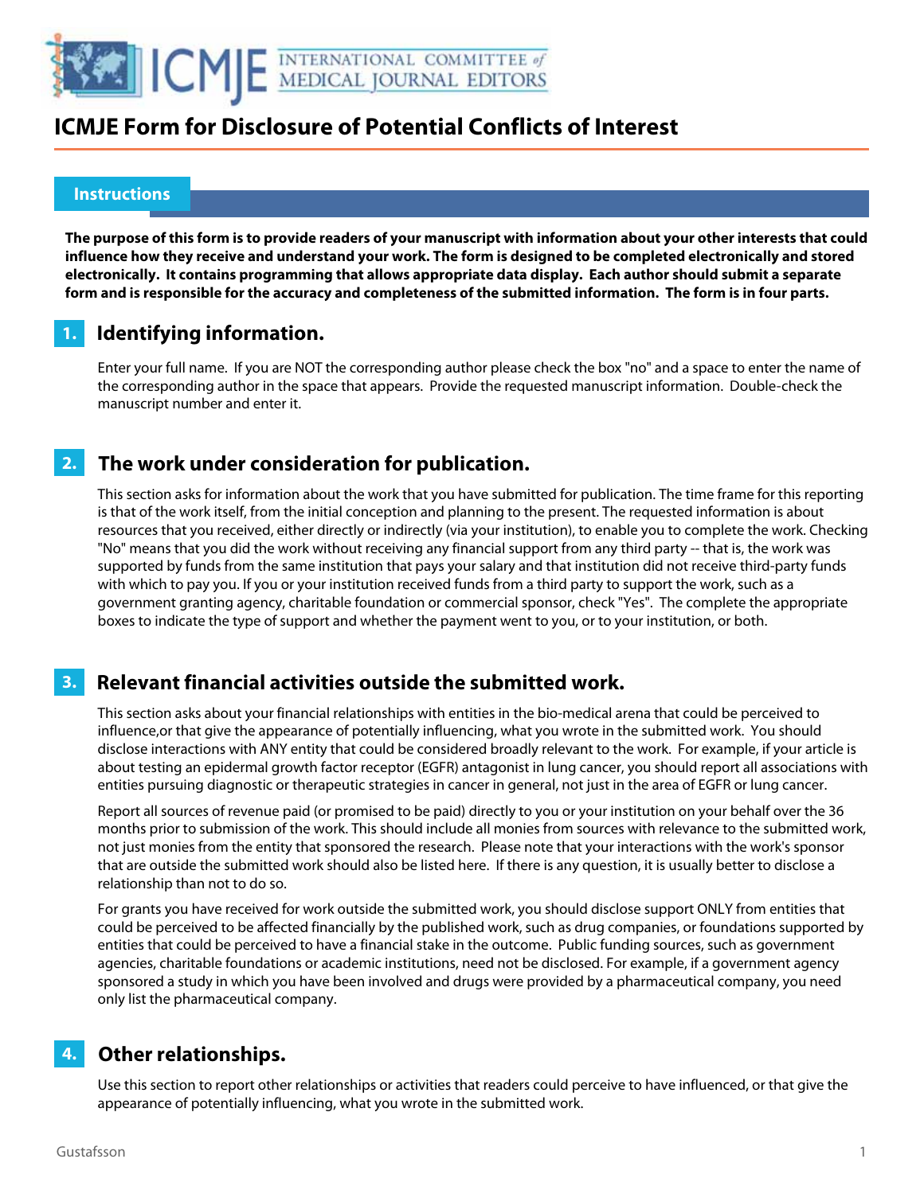ICMJE INTERNATIONAL COMMITTEE of MEDICAL JOURNAL EDITORS

# ICMJE Form for Disclosure of Potential Conflicts of Interest

## Instructions

**The purpose of this form is to provide readers of your manuscript with information about your other interests that could influence how they receive and understand your work. The form is designed to be completed electronically and stored electronically. It contains programming that allows appropriate data display. Each author should submit a separate form and is responsible for the accuracy and completeness of the submitted information. The form is in four parts.**

## 1. Identifying information.

Enter your full name. If you are NOT the corresponding author please check the box "no" and a space to enter the name of the corresponding author in the space that appears. Provide the requested manuscript information. Double-check the manuscript number and enter it.

## 2. The work under consideration for publication.

This section asks for information about the work that you have submitted for publication. The time frame for this reporting is that of the work itself, from the initial conception and planning to the present. The requested information is about resources that you received, either directly or indirectly (via your institution), to enable you to complete the work. Checking "No" means that you did the work without receiving any financial support from any third party -- that is, the work was supported by funds from the same institution that pays your salary and that institution did not receive third-party funds with which to pay you. If you or your institution received funds from a third party to support the work, such as a government granting agency, charitable foundation or commercial sponsor, check "Yes". The complete the appropriate boxes to indicate the type of support and whether the payment went to you, or to your institution, or both.

## 3. Relevant financial activities outside the submitted work.

This section asks about your financial relationships with entities in the bio-medical arena that could be perceived to influence,or that give the appearance of potentially influencing, what you wrote in the submitted work. You should disclose interactions with ANY entity that could be considered broadly relevant to the work. For example, if your article is about testing an epidermal growth factor receptor (EGFR) antagonist in lung cancer, you should report all associations with entities pursuing diagnostic or therapeutic strategies in cancer in general, not just in the area of EGFR or lung cancer.

Report all sources of revenue paid (or promised to be paid) directly to you or your institution on your behalf over the 36 months prior to submission of the work. This should include all monies from sources with relevance to the submitted work, not just monies from the entity that sponsored the research. Please note that your interactions with the work's sponsor that are outside the submitted work should also be listed here. If there is any question, it is usually better to disclose a relationship than not to do so.

For grants you have received for work outside the submitted work, you should disclose support ONLY from entities that could be perceived to be affected financially by the published work, such as drug companies, or foundations supported by entities that could be perceived to have a financial stake in the outcome. Public funding sources, such as government agencies, charitable foundations or academic institutions, need not be disclosed. For example, if a government agency sponsored a study in which you have been involved and drugs were provided by a pharmaceutical company, you need only list the pharmaceutical company.

## 4. Other relationships.

Use this section to report other relationships or activities that readers could perceive to have influenced, or that give the appearance of potentially influencing, what you wrote in the submitted work.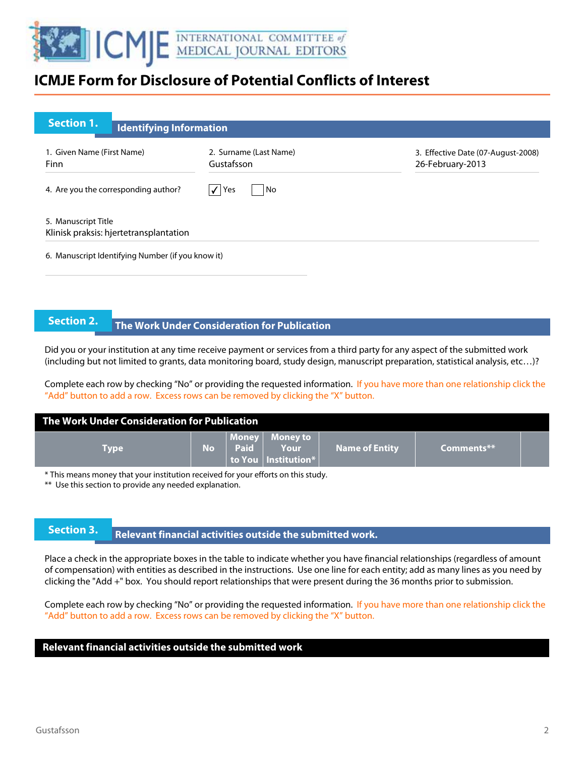# ICMJE Form for Disclosure of Potential Conflicts of Interest

## Section 1. Identifying Information

1. Given Name (First Name)
Finn

2. Surname (Last Name)
Gustafsson

3. Effective Date (07-August-2008)
26-February-2013

4. Are you the corresponding author? ☑ Yes ☐ No

5. Manuscript Title
Klinisk praksis: hjertetransplantation

6. Manuscript Identifying Number (if you know it)

## Section 2. The Work Under Consideration for Publication

Did you or your institution at any time receive payment or services from a third party for any aspect of the submitted work (including but not limited to grants, data monitoring board, study design, manuscript preparation, statistical analysis, etc…)?

Complete each row by checking "No" or providing the requested information. If you have more than one relationship click the "Add" button to add a row. Excess rows can be removed by clicking the "X" button.

**The Work Under Consideration for Publication**

| Type | No | Money Paid to You | Money to Your Institution* | Name of Entity | Comments** |
|---|---|---|---|---|---|

* This means money that your institution received for your efforts on this study.
** Use this section to provide any needed explanation.

## Section 3. Relevant financial activities outside the submitted work.

Place a check in the appropriate boxes in the table to indicate whether you have financial relationships (regardless of amount of compensation) with entities as described in the instructions. Use one line for each entity; add as many lines as you need by clicking the "Add +" box. You should report relationships that were present during the 36 months prior to submission.

Complete each row by checking "No" or providing the requested information. If you have more than one relationship click the "Add" button to add a row. Excess rows can be removed by clicking the "X" button.

**Relevant financial activities outside the submitted work**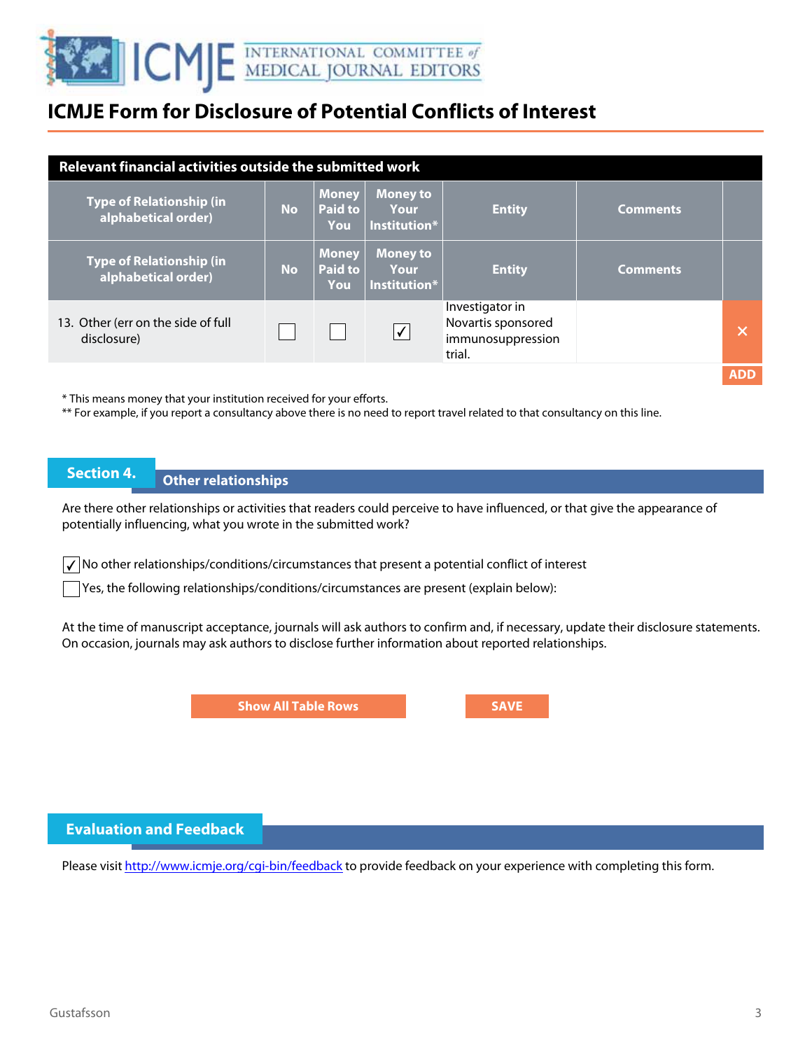# ICMJE Form for Disclosure of Potential Conflicts of Interest

| Relevant financial activities outside the submitted work | | | | | | |
|---|---|---|---|---|---|---|
| **Type of Relationship (in alphabetical order)** | **No** | **Money Paid to You** | **Money to Your Institution*** | **Entity** | **Comments** | |
| **Type of Relationship (in alphabetical order)** | **No** | **Money Paid to You** | **Money to Your Institution*** | **Entity** | **Comments** | |
| 13. Other (err on the side of full disclosure) | ☐ | ☐ | ☑ | Investigator in Novartis sponsored immunosuppression trial. | | × |

ADD

\* This means money that your institution received for your efforts.
\*\* For example, if you report a consultancy above there is no need to report travel related to that consultancy on this line.

## Section 4. Other relationships

Are there other relationships or activities that readers could perceive to have influenced, or that give the appearance of potentially influencing, what you wrote in the submitted work?

☑ No other relationships/conditions/circumstances that present a potential conflict of interest

☐ Yes, the following relationships/conditions/circumstances are present (explain below):

At the time of manuscript acceptance, journals will ask authors to confirm and, if necessary, update their disclosure statements. On occasion, journals may ask authors to disclose further information about reported relationships.

Show All Table Rows    SAVE

## Evaluation and Feedback

Please visit http://www.icmje.org/cgi-bin/feedback to provide feedback on your experience with completing this form.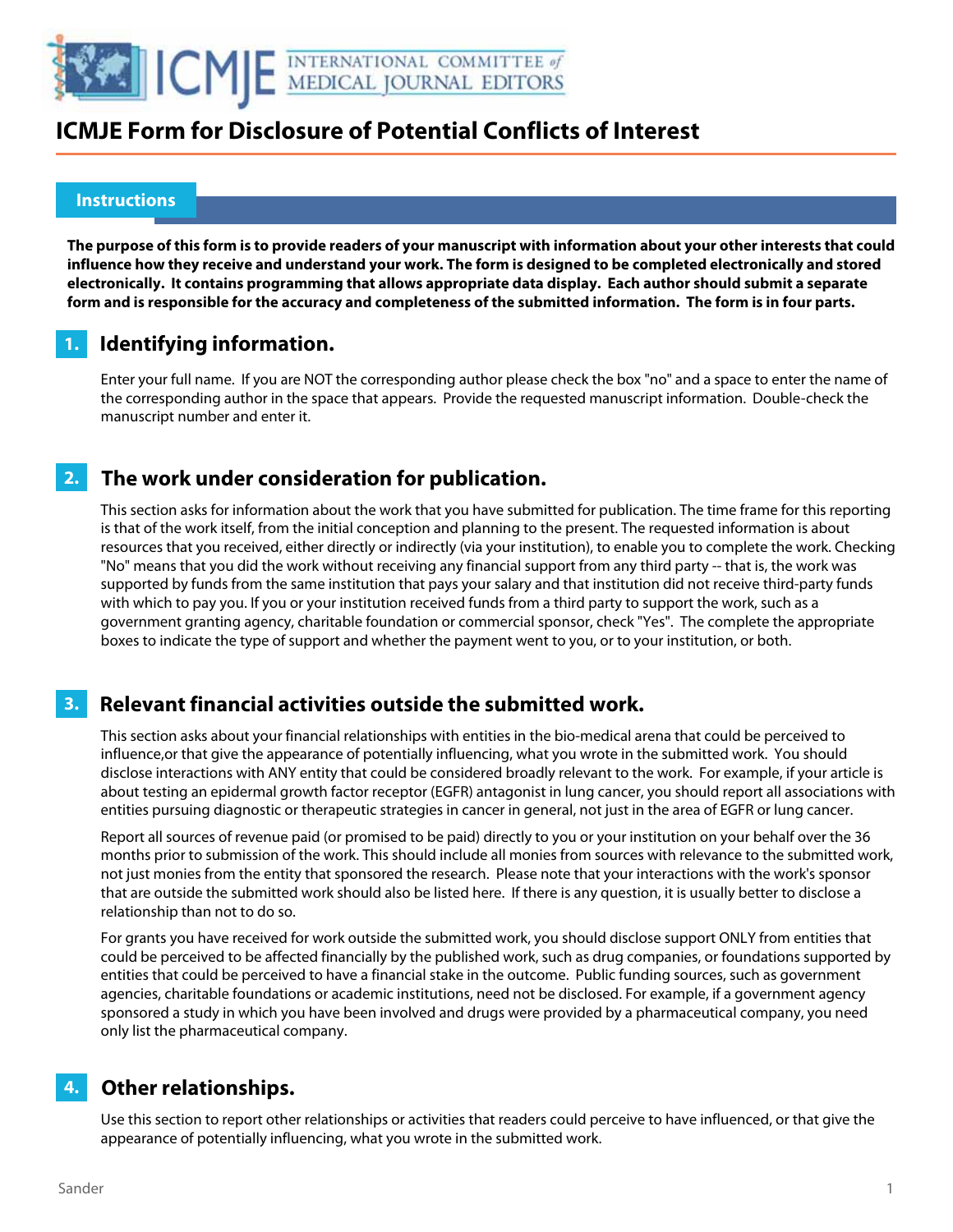# ICMJE Form for Disclosure of Potential Conflicts of Interest

## Instructions

**The purpose of this form is to provide readers of your manuscript with information about your other interests that could influence how they receive and understand your work. The form is designed to be completed electronically and stored electronically. It contains programming that allows appropriate data display. Each author should submit a separate form and is responsible for the accuracy and completeness of the submitted information. The form is in four parts.**

### 1. Identifying information.

Enter your full name. If you are NOT the corresponding author please check the box "no" and a space to enter the name of the corresponding author in the space that appears. Provide the requested manuscript information. Double-check the manuscript number and enter it.

### 2. The work under consideration for publication.

This section asks for information about the work that you have submitted for publication. The time frame for this reporting is that of the work itself, from the initial conception and planning to the present. The requested information is about resources that you received, either directly or indirectly (via your institution), to enable you to complete the work. Checking "No" means that you did the work without receiving any financial support from any third party -- that is, the work was supported by funds from the same institution that pays your salary and that institution did not receive third-party funds with which to pay you. If you or your institution received funds from a third party to support the work, such as a government granting agency, charitable foundation or commercial sponsor, check "Yes". The complete the appropriate boxes to indicate the type of support and whether the payment went to you, or to your institution, or both.

### 3. Relevant financial activities outside the submitted work.

This section asks about your financial relationships with entities in the bio-medical arena that could be perceived to influence,or that give the appearance of potentially influencing, what you wrote in the submitted work. You should disclose interactions with ANY entity that could be considered broadly relevant to the work. For example, if your article is about testing an epidermal growth factor receptor (EGFR) antagonist in lung cancer, you should report all associations with entities pursuing diagnostic or therapeutic strategies in cancer in general, not just in the area of EGFR or lung cancer.

Report all sources of revenue paid (or promised to be paid) directly to you or your institution on your behalf over the 36 months prior to submission of the work. This should include all monies from sources with relevance to the submitted work, not just monies from the entity that sponsored the research. Please note that your interactions with the work's sponsor that are outside the submitted work should also be listed here. If there is any question, it is usually better to disclose a relationship than not to do so.

For grants you have received for work outside the submitted work, you should disclose support ONLY from entities that could be perceived to be affected financially by the published work, such as drug companies, or foundations supported by entities that could be perceived to have a financial stake in the outcome. Public funding sources, such as government agencies, charitable foundations or academic institutions, need not be disclosed. For example, if a government agency sponsored a study in which you have been involved and drugs were provided by a pharmaceutical company, you need only list the pharmaceutical company.

### 4. Other relationships.

Use this section to report other relationships or activities that readers could perceive to have influenced, or that give the appearance of potentially influencing, what you wrote in the submitted work.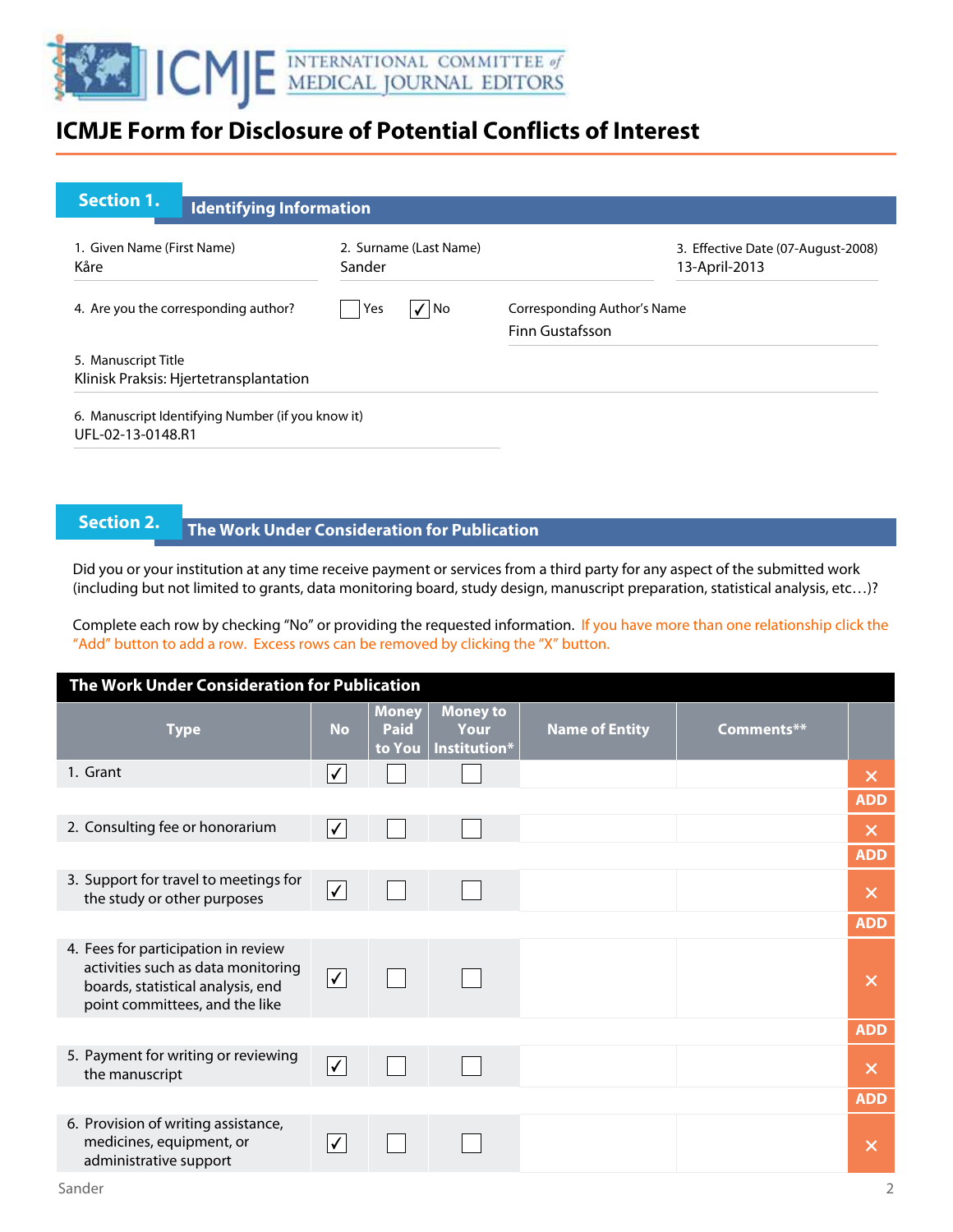# ICMJE Form for Disclosure of Potential Conflicts of Interest

## Section 1. Identifying Information

1. Given Name (First Name)
Kåre

2. Surname (Last Name)
Sander

3. Effective Date (07-August-2008)
13-April-2013

4. Are you the corresponding author? ☐ Yes ☑ No

Corresponding Author's Name
Finn Gustafsson

5. Manuscript Title
Klinisk Praksis: Hjertetransplantation

6. Manuscript Identifying Number (if you know it)
UFL-02-13-0148.R1

## Section 2. The Work Under Consideration for Publication

Did you or your institution at any time receive payment or services from a third party for any aspect of the submitted work (including but not limited to grants, data monitoring board, study design, manuscript preparation, statistical analysis, etc…)?

Complete each row by checking "No" or providing the requested information. If you have more than one relationship click the "Add" button to add a row. Excess rows can be removed by clicking the "X" button.

**The Work Under Consideration for Publication**

| Type | No | Money Paid to You | Money to Your Institution* | Name of Entity | Comments** |
|---|---|---|---|---|---|
| 1. Grant | ☑ | ☐ | ☐ | | |
| 2. Consulting fee or honorarium | ☑ | ☐ | ☐ | | |
| 3. Support for travel to meetings for the study or other purposes | ☑ | ☐ | ☐ | | |
| 4. Fees for participation in review activities such as data monitoring boards, statistical analysis, end point committees, and the like | ☑ | ☐ | ☐ | | |
| 5. Payment for writing or reviewing the manuscript | ☑ | ☐ | ☐ | | |
| 6. Provision of writing assistance, medicines, equipment, or administrative support | ☑ | ☐ | ☐ | | |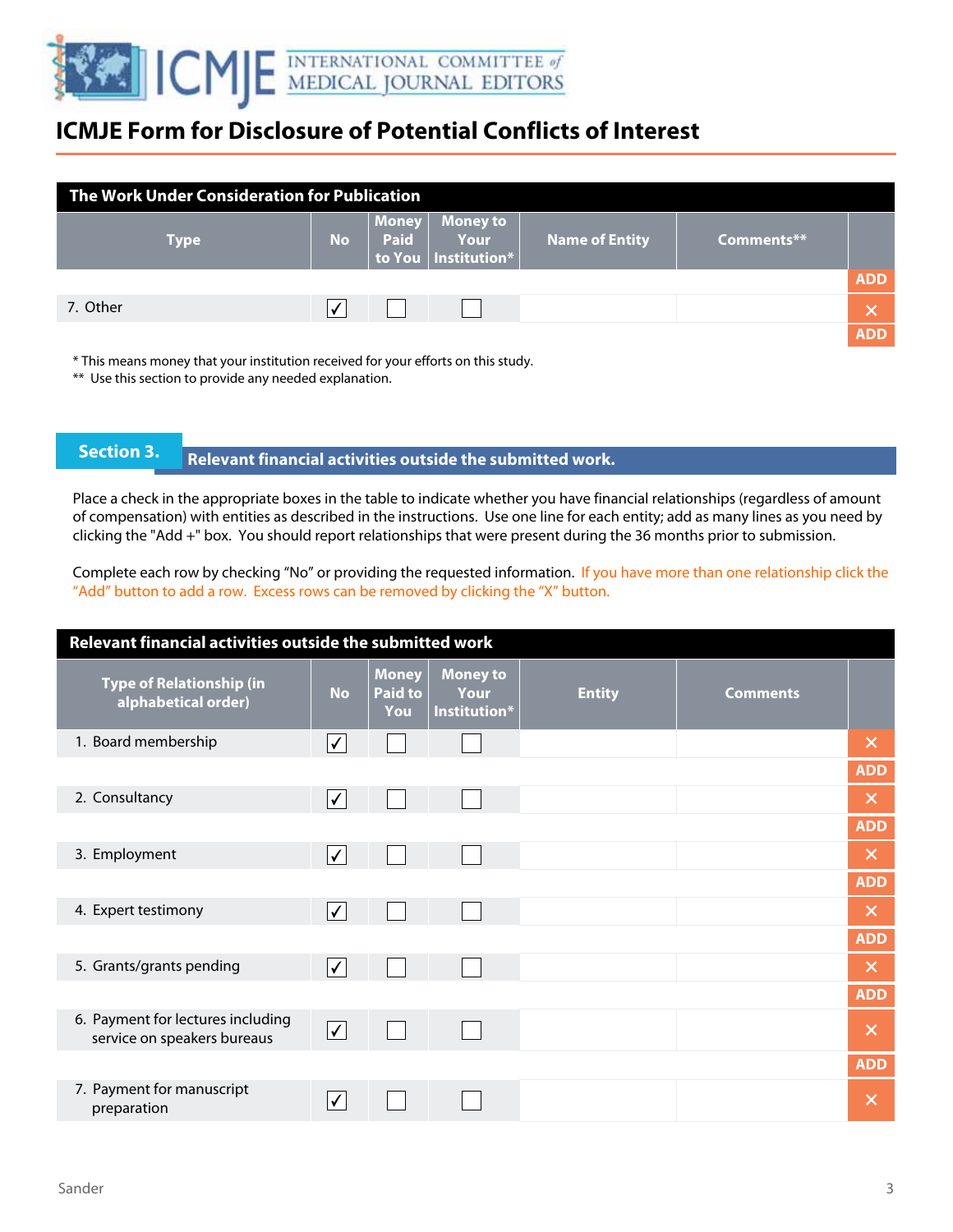# ICMJE Form for Disclosure of Potential Conflicts of Interest

| The Work Under Consideration for Publication | | | | | |
|---|---|---|---|---|---|
| **Type** | **No** | **Money Paid to You** | **Money to Your Institution*** | **Name of Entity** | **Comments**** |
| 7. Other | ✓ | ☐ | ☐ | | |

* This means money that your institution received for your efforts on this study.
** Use this section to provide any needed explanation.

## Section 3. Relevant financial activities outside the submitted work.

Place a check in the appropriate boxes in the table to indicate whether you have financial relationships (regardless of amount of compensation) with entities as described in the instructions. Use one line for each entity; add as many lines as you need by clicking the "Add +" box. You should report relationships that were present during the 36 months prior to submission.

Complete each row by checking "No" or providing the requested information. If you have more than one relationship click the "Add" button to add a row. Excess rows can be removed by clicking the "X" button.

| Relevant financial activities outside the submitted work | | | | | |
|---|---|---|---|---|---|
| **Type of Relationship (in alphabetical order)** | **No** | **Money Paid to You** | **Money to Your Institution*** | **Entity** | **Comments** |
| 1. Board membership | ✓ | ☐ | ☐ | | |
| 2. Consultancy | ✓ | ☐ | ☐ | | |
| 3. Employment | ✓ | ☐ | ☐ | | |
| 4. Expert testimony | ✓ | ☐ | ☐ | | |
| 5. Grants/grants pending | ✓ | ☐ | ☐ | | |
| 6. Payment for lectures including service on speakers bureaus | ✓ | ☐ | ☐ | | |
| 7. Payment for manuscript preparation | ✓ | ☐ | ☐ | | |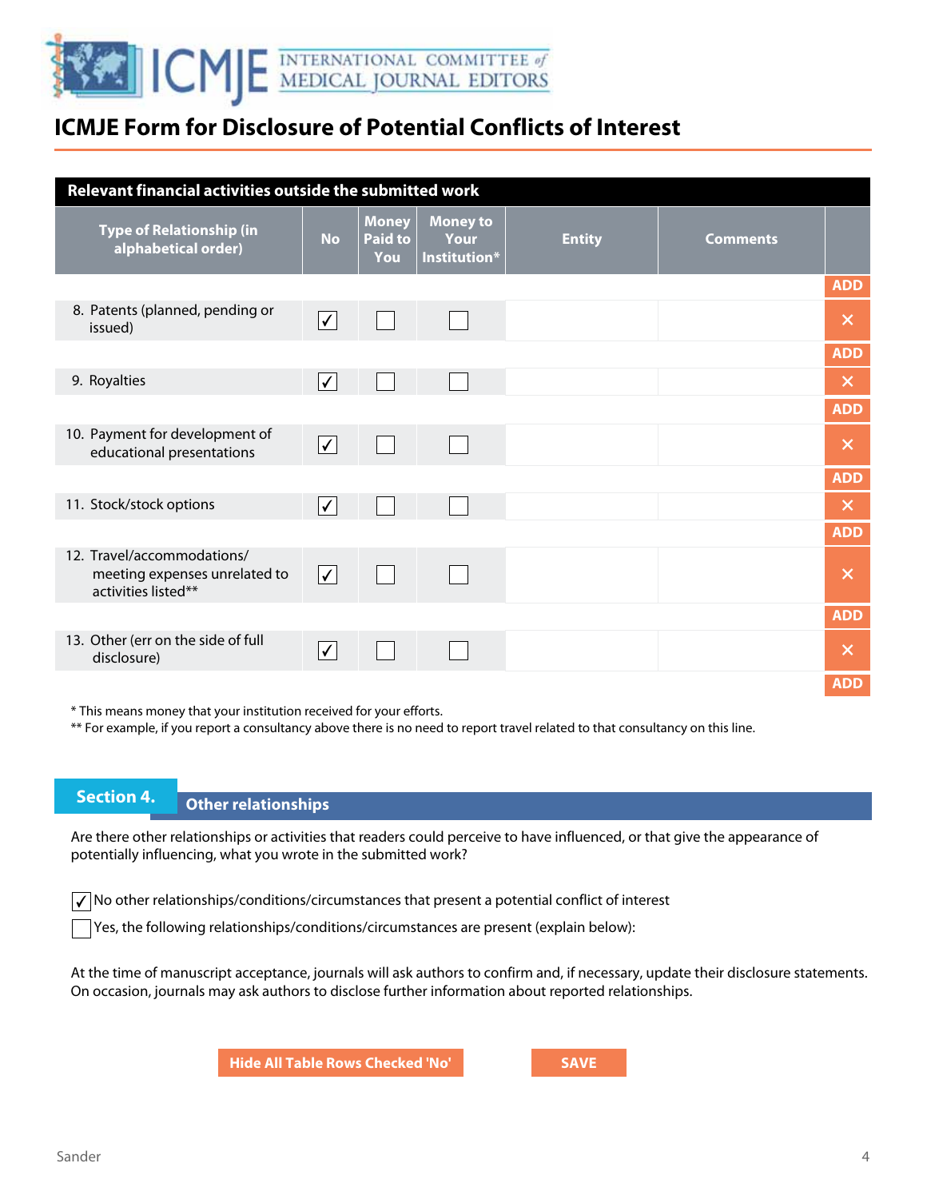# ICMJE Form for Disclosure of Potential Conflicts of Interest

**Relevant financial activities outside the submitted work**

| Type of Relationship (in alphabetical order) | No | Money Paid to You | Money to Your Institution* | Entity | Comments |
|---|---|---|---|---|---|
| 8. Patents (planned, pending or issued) | ✓ | ☐ | ☐ | | |
| 9. Royalties | ✓ | ☐ | ☐ | | |
| 10. Payment for development of educational presentations | ✓ | ☐ | ☐ | | |
| 11. Stock/stock options | ✓ | ☐ | ☐ | | |
| 12. Travel/accommodations/ meeting expenses unrelated to activities listed** | ✓ | ☐ | ☐ | | |
| 13. Other (err on the side of full disclosure) | ✓ | ☐ | ☐ | | |

* This means money that your institution received for your efforts.

** For example, if you report a consultancy above there is no need to report travel related to that consultancy on this line.

## Section 4. Other relationships

Are there other relationships or activities that readers could perceive to have influenced, or that give the appearance of potentially influencing, what you wrote in the submitted work?

- ☑ No other relationships/conditions/circumstances that present a potential conflict of interest
- ☐ Yes, the following relationships/conditions/circumstances are present (explain below):

At the time of manuscript acceptance, journals will ask authors to confirm and, if necessary, update their disclosure statements. On occasion, journals may ask authors to disclose further information about reported relationships.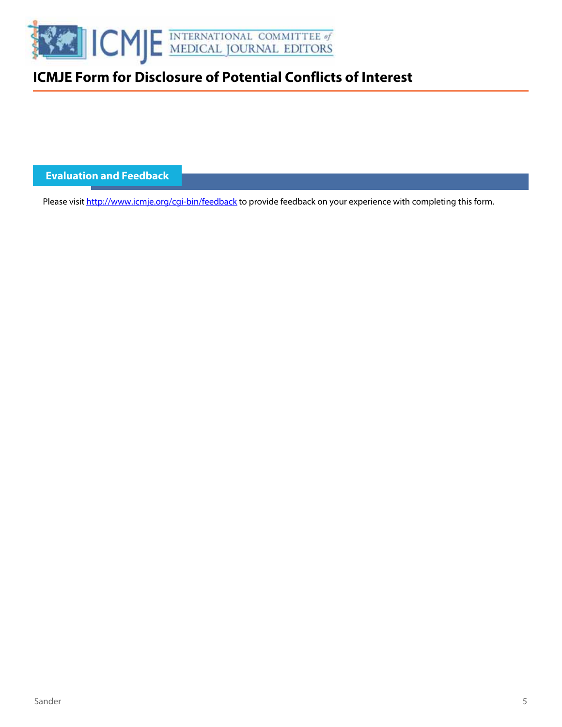# ICMJE Form for Disclosure of Potential Conflicts of Interest

## Evaluation and Feedback

Please visit [http://www.icmje.org/cgi-bin/feedback](http://www.icmje.org/cgi-bin/feedback) to provide feedback on your experience with completing this form.